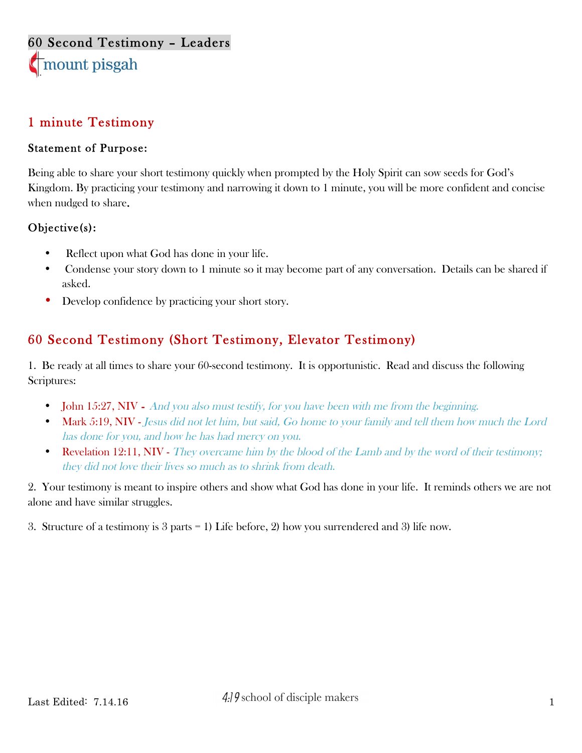# 60 Second Testimony – Leaders

mount pisgah

## 1 minute Testimony

**Statement of Purpose:**

Being able to share your short testimony quickly when prompted by the Holy Spirit can sow seeds for God's Kingdom. By practicing your testimony and narrowing it down to 1 minute, you will be more confident and concise when nudged to share.

**Objective(s):**

- Reflect upon what God has done in your life.
- Condense your story down to 1 minute so it may become part of any conversation. Details can be shared if asked.
- Develop confidence by practicing your short story.

## 60 Second Testimony (Short Testimony, Elevator Testimony)

1. Be ready at all times to share your 60-second testimony. It is opportunistic. Read and discuss the following Scriptures:

- John 15:27, NIV - *And you also must testify, for you have been with me from the beginning.*
- Mark 5:19, NIV - *Jesus did not let him, but said, Go home to your family and tell them how much the Lord has done for you, and how he has had mercy on you.*
- Revelation 12:11, NIV - *They overcame him by the blood of the Lamb and by the word of their testimony; they did not love their lives so much as to shrink from death.*

2. Your testimony is meant to inspire others and show what God has done in your life. It reminds others we are not alone and have similar struggles.

3. Structure of a testimony is 3 parts = 1) Life before, 2) how you surrendered and 3) life now.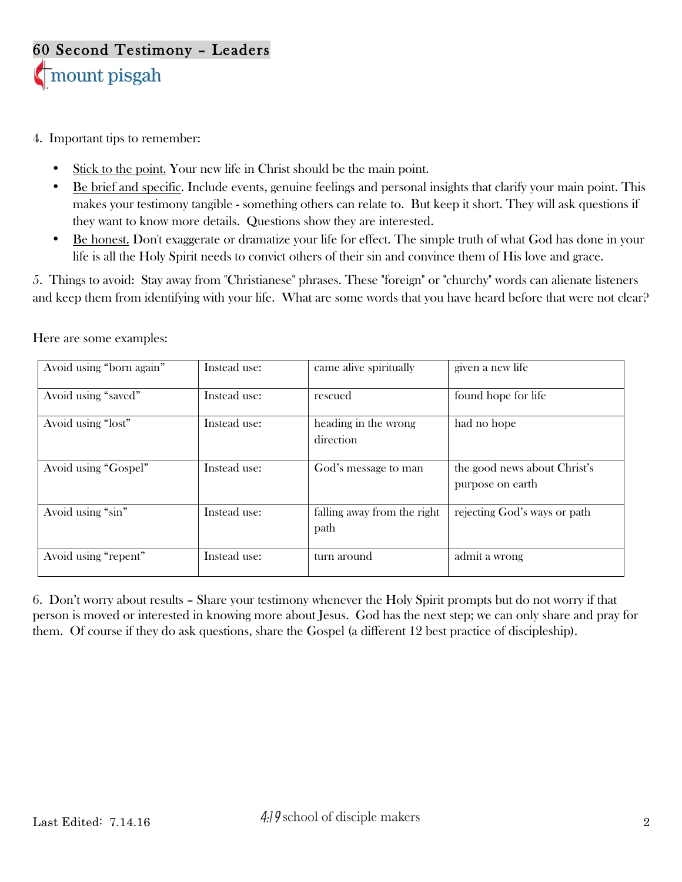4. Important tips to remember:

- Stick to the point. Your new life in Christ should be the main point.
- Be brief and specific. Include events, genuine feelings and personal insights that clarify your main point. This makes your testimony tangible - something others can relate to. But keep it short. They will ask questions if they want to know more details. Questions show they are interested.
- Be honest. Don't exaggerate or dramatize your life for effect. The simple truth of what God has done in your life is all the Holy Spirit needs to convict others of their sin and convince them of His love and grace.

5. Things to avoid: Stay away from "Christianese" phrases. These "foreign" or "churchy" words can alienate listeners and keep them from identifying with your life. What are some words that you have heard before that were not clear?

Here are some examples:

| | | | |
|---|---|---|---|
| Avoid using "born again" | Instead use: | came alive spiritually | given a new life |
| Avoid using "saved" | Instead use: | rescued | found hope for life |
| Avoid using "lost" | Instead use: | heading in the wrong direction | had no hope |
| Avoid using "Gospel" | Instead use: | God's message to man | the good news about Christ's purpose on earth |
| Avoid using "sin" | Instead use: | falling away from the right path | rejecting God's ways or path |
| Avoid using "repent" | Instead use: | turn around | admit a wrong |

6. Don't worry about results – Share your testimony whenever the Holy Spirit prompts but do not worry if that person is moved or interested in knowing more about Jesus. God has the next step; we can only share and pray for them. Of course if they do ask questions, share the Gospel (a different 12 best practice of discipleship).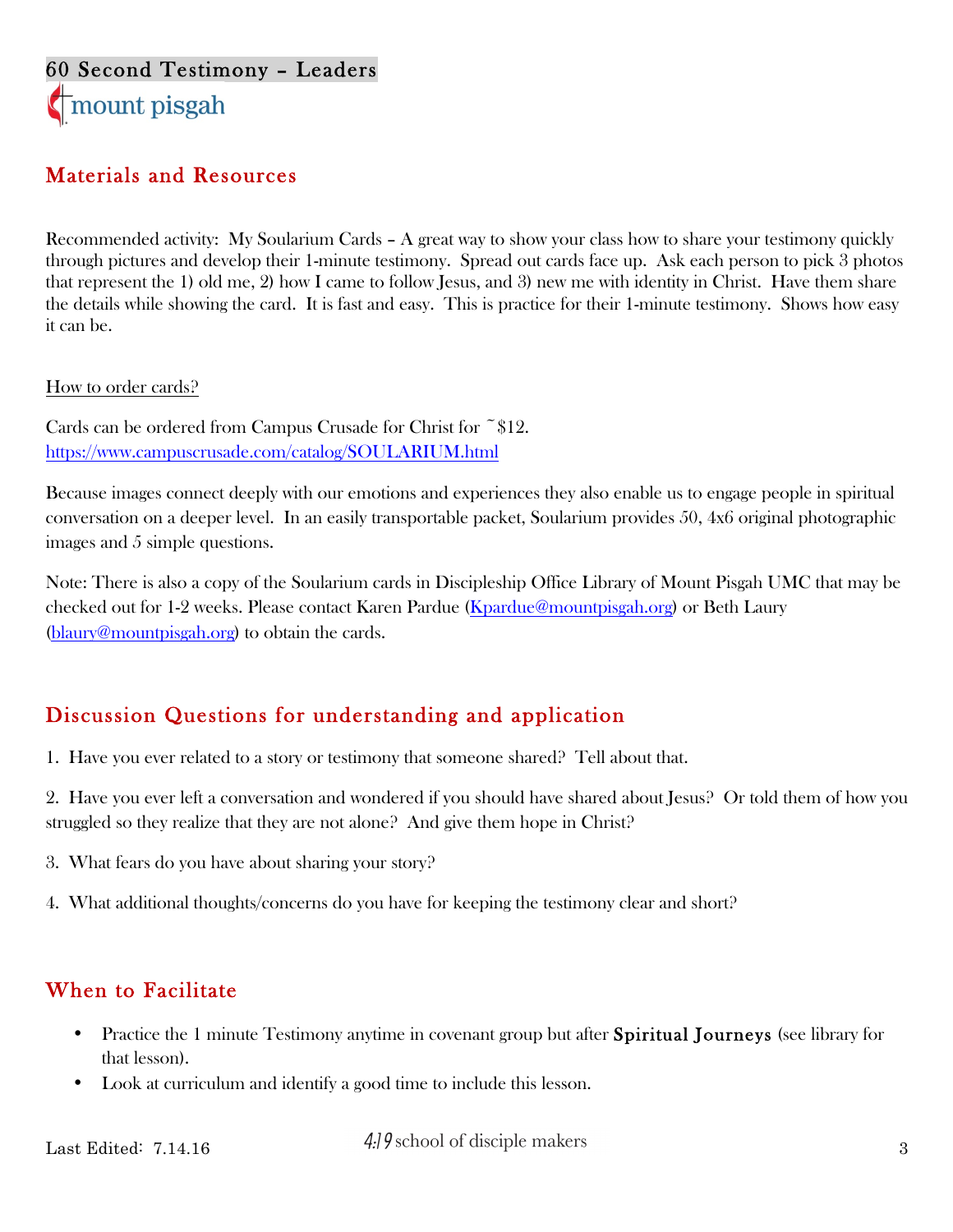# 60 Second Testimony – Leaders

mount pisgah

## Materials and Resources

Recommended activity: My Soularium Cards – A great way to show your class how to share your testimony quickly through pictures and develop their 1-minute testimony. Spread out cards face up. Ask each person to pick 3 photos that represent the 1) old me, 2) how I came to follow Jesus, and 3) new me with identity in Christ. Have them share the details while showing the card. It is fast and easy. This is practice for their 1-minute testimony. Shows how easy it can be.

How to order cards?

Cards can be ordered from Campus Crusade for Christ for ~$12.
https://www.campuscrusade.com/catalog/SOULARIUM.html

Because images connect deeply with our emotions and experiences they also enable us to engage people in spiritual conversation on a deeper level. In an easily transportable packet, Soularium provides 50, 4x6 original photographic images and 5 simple questions.

Note: There is also a copy of the Soularium cards in Discipleship Office Library of Mount Pisgah UMC that may be checked out for 1-2 weeks. Please contact Karen Pardue (Kpardue@mountpisgah.org) or Beth Laury (blaury@mountpisgah.org) to obtain the cards.

## Discussion Questions for understanding and application

1. Have you ever related to a story or testimony that someone shared? Tell about that.

2. Have you ever left a conversation and wondered if you should have shared about Jesus? Or told them of how you struggled so they realize that they are not alone? And give them hope in Christ?

3. What fears do you have about sharing your story?

4. What additional thoughts/concerns do you have for keeping the testimony clear and short?

## When to Facilitate

- Practice the 1 minute Testimony anytime in covenant group but after **Spiritual Journeys** (see library for that lesson).
- Look at curriculum and identify a good time to include this lesson.

Last Edited: 7.14.16

4:19 school of disciple makers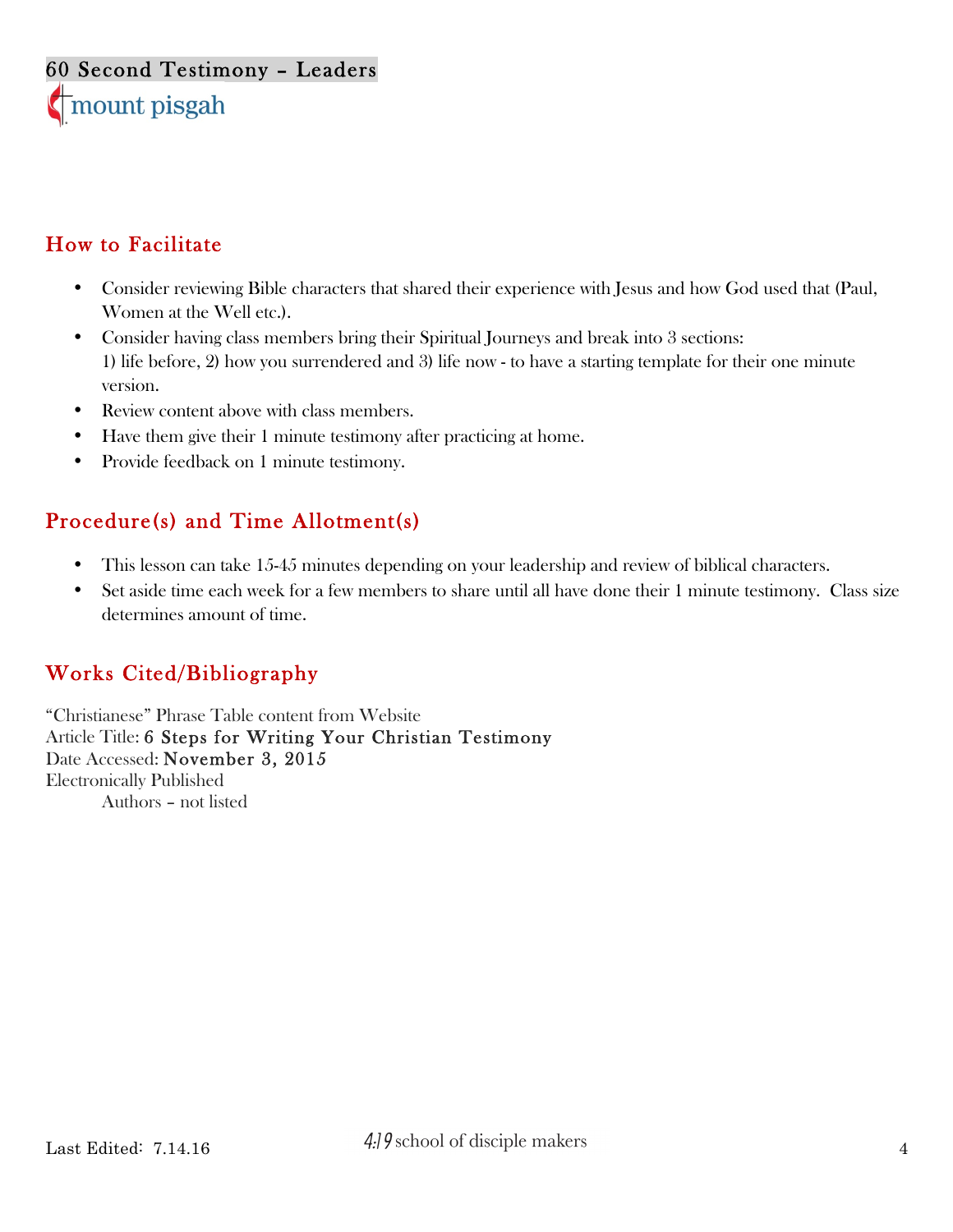60 Second Testimony – Leaders

mount pisgah

## How to Facilitate

- Consider reviewing Bible characters that shared their experience with Jesus and how God used that (Paul, Women at the Well etc.).
- Consider having class members bring their Spiritual Journeys and break into 3 sections:
  1) life before, 2) how you surrendered and 3) life now - to have a starting template for their one minute version.
- Review content above with class members.
- Have them give their 1 minute testimony after practicing at home.
- Provide feedback on 1 minute testimony.

## Procedure(s) and Time Allotment(s)

- This lesson can take 15-45 minutes depending on your leadership and review of biblical characters.
- Set aside time each week for a few members to share until all have done their 1 minute testimony. Class size determines amount of time.

## Works Cited/Bibliography

"Christianese" Phrase Table content from Website
Article Title: 6 Steps for Writing Your Christian Testimony
Date Accessed: November 3, 2015
Electronically Published
Authors – not listed